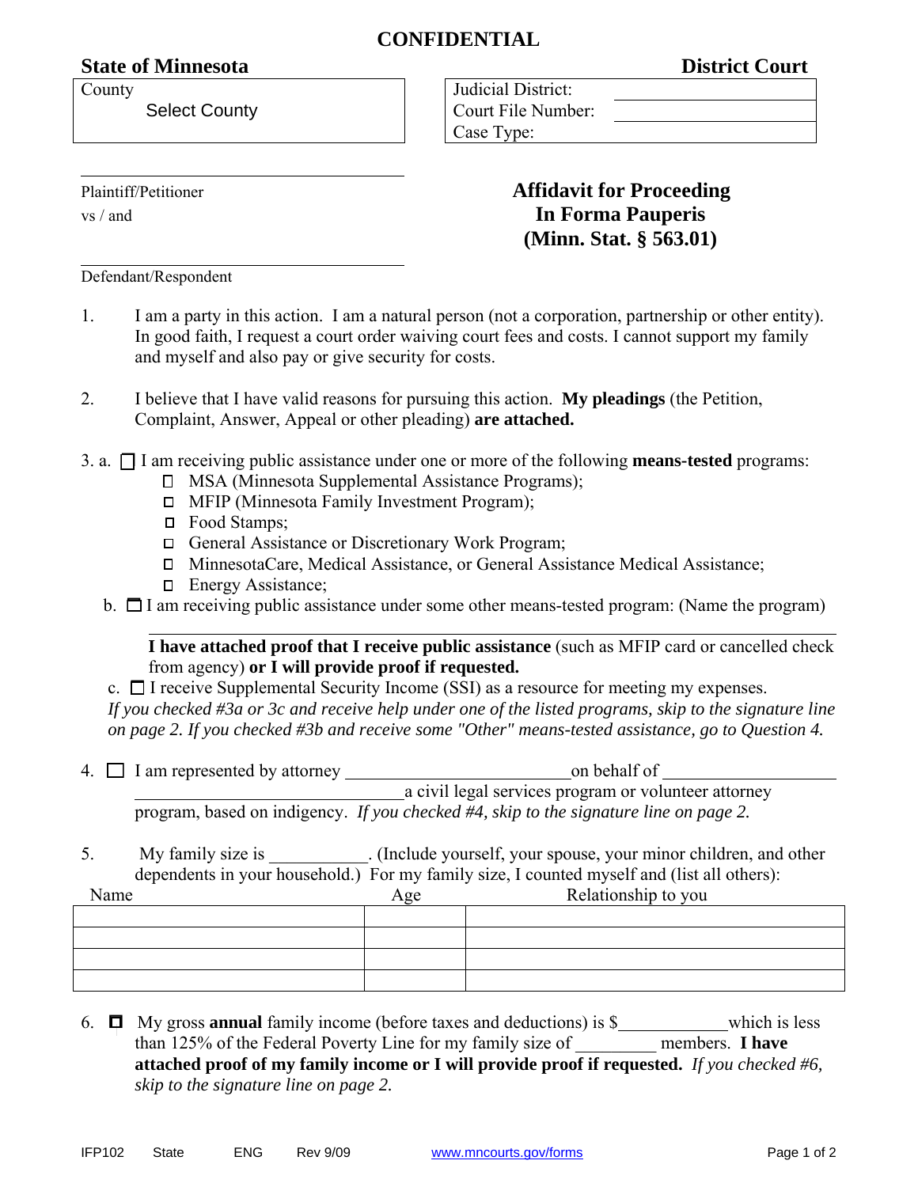**CONFIDENTIAL**

**State of Minnesota** | **District Court**

| County |
|---|
| Select County |

| | |
|---|---|
| Judicial District: | |
| Court File Number: | |
| Case Type: | |

___________________________

Plaintiff/Petitioner

vs / and

___________________________

Defendant/Respondent

# Affidavit for Proceeding In Forma Pauperis (Minn. Stat. § 563.01)

1. I am a party in this action. I am a natural person (not a corporation, partnership or other entity). In good faith, I request a court order waiving court fees and costs. I cannot support my family and myself and also pay or give security for costs.

2. I believe that I have valid reasons for pursuing this action. **My pleadings** (the Petition, Complaint, Answer, Appeal or other pleading) **are attached.**

3. a. ☐ I am receiving public assistance under one or more of the following **means-tested** programs:
   - ☐ MSA (Minnesota Supplemental Assistance Programs);
   - ☐ MFIP (Minnesota Family Investment Program);
   - ☐ Food Stamps;
   - ☐ General Assistance or Discretionary Work Program;
   - ☐ MinnesotaCare, Medical Assistance, or General Assistance Medical Assistance;
   - ☐ Energy Assistance;

   b. ☐ I am receiving public assistance under some other means-tested program: (Name the program)

   ___________________________

   **I have attached proof that I receive public assistance** (such as MFIP card or cancelled check from agency) **or I will provide proof if requested.**

   c. ☐ I receive Supplemental Security Income (SSI) as a resource for meeting my expenses.

   *If you checked #3a or 3c and receive help under one of the listed programs, skip to the signature line on page 2. If you checked #3b and receive some "Other" means-tested assistance, go to Question 4.*

4. ☐ I am represented by attorney ___________________ on behalf of ___________________ ___________________ a civil legal services program or volunteer attorney program, based on indigency. *If you checked #4, skip to the signature line on page 2.*

5. My family size is ___________. (Include yourself, your spouse, your minor children, and other dependents in your household.) For my family size, I counted myself and (list all others):

| Name | Age | Relationship to you |
|---|---|---|
| | | |
| | | |
| | | |
| | | |

6. ☐ My gross **annual** family income (before taxes and deductions) is $___________ which is less than 125% of the Federal Poverty Line for my family size of _________ members. **I have attached proof of my family income or I will provide proof if requested.** *If you checked #6, skip to the signature line on page 2.*

IFP102 State ENG Rev 9/09 www.mncourts.gov/forms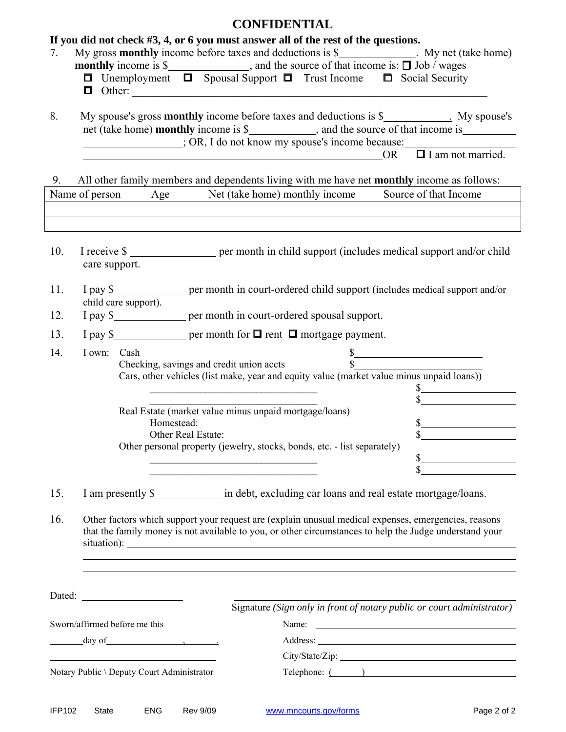# CONFIDENTIAL

**If you did not check #3, 4, or 6 you must answer all of the rest of the questions.**

7. My gross **monthly** income before taxes and deductions is $______________. My net (take home) **monthly** income is $______________, and the source of that income is: ☐ Job / wages ☐ Unemployment ☐ Spousal Support ☐ Trust Income ☐ Social Security ☐ Other: ____________________________________________

8. My spouse's gross **monthly** income before taxes and deductions is $____________. My spouse's net (take home) **monthly** income is $____________, and the source of that income is____________ ____________; OR, I do not know my spouse's income because:____________ ____________________________________________ OR ☐ I am not married.

9. All other family members and dependents living with me have net **monthly** income as follows:

| Name of person | Age | Net (take home) monthly income | Source of that Income |
|---|---|---|---|
| | | | |
| | | | |

10. I receive $ ______________ per month in child support (includes medical support and/or child care support).

11. I pay $____________ per month in court-ordered child support (includes medical support and/or child care support).

12. I pay $____________ per month in court-ordered spousal support.

13. I pay $____________ per month for ☐ rent ☐ mortgage payment.

14. I own: Cash $______________________

    Checking, savings and credit union accts $______________________

    Cars, other vehicles (list make, year and equity value (market value minus unpaid loans))

    ______________________________ $______________

    ______________________________ $______________

    Real Estate (market value minus unpaid mortgage/loans)

    Homestead: $______________

    Other Real Estate: $______________

    Other personal property (jewelry, stocks, bonds, etc. - list separately)

    ______________________________ $______________

    ______________________________ $______________

15. I am presently $____________ in debt, excluding car loans and real estate mortgage/loans.

16. Other factors which support your request are (explain unusual medical expenses, emergencies, reasons that the family money is not available to you, or other circumstances to help the Judge understand your situation): ____________________________________________

____________________________________________

____________________________________________

Dated: ____________________

____________________________________________
Signature *(Sign only in front of notary public or court administrator)*

Sworn/affirmed before me this

______day of________________, ______.

____________________________________
Notary Public \ Deputy Court Administrator

Name: ______________________________

Address: ______________________________

City/State/Zip: ______________________________

Telephone: (______) ______________________________

IFP102 State ENG Rev 9/09 www.mncourts.gov/forms